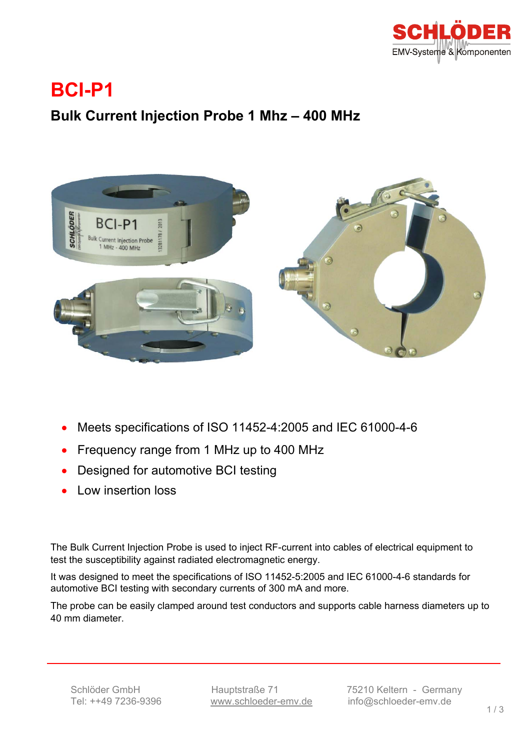# BCI-P1

## Bulk Current Injection Probe 1 Mhz – 400 MHz

- Meets specifications of ISO 11452-4:2005 and IEC 61000-4-6
- Frequency range from 1 MHz up to 400 MHz
- Designed for automotive BCI testing
- Low insertion loss

The Bulk Current Injection Probe is used to inject RF-current into cables of electrical equipment to test the susceptibility against radiated electromagnetic energy.

It was designed to meet the specifications of ISO 11452-5:2005 and IEC 61000-4-6 standards for automotive BCI testing with secondary currents of 300 mA and more.

The probe can be easily clamped around test conductors and supports cable harness diameters up to 40 mm diameter.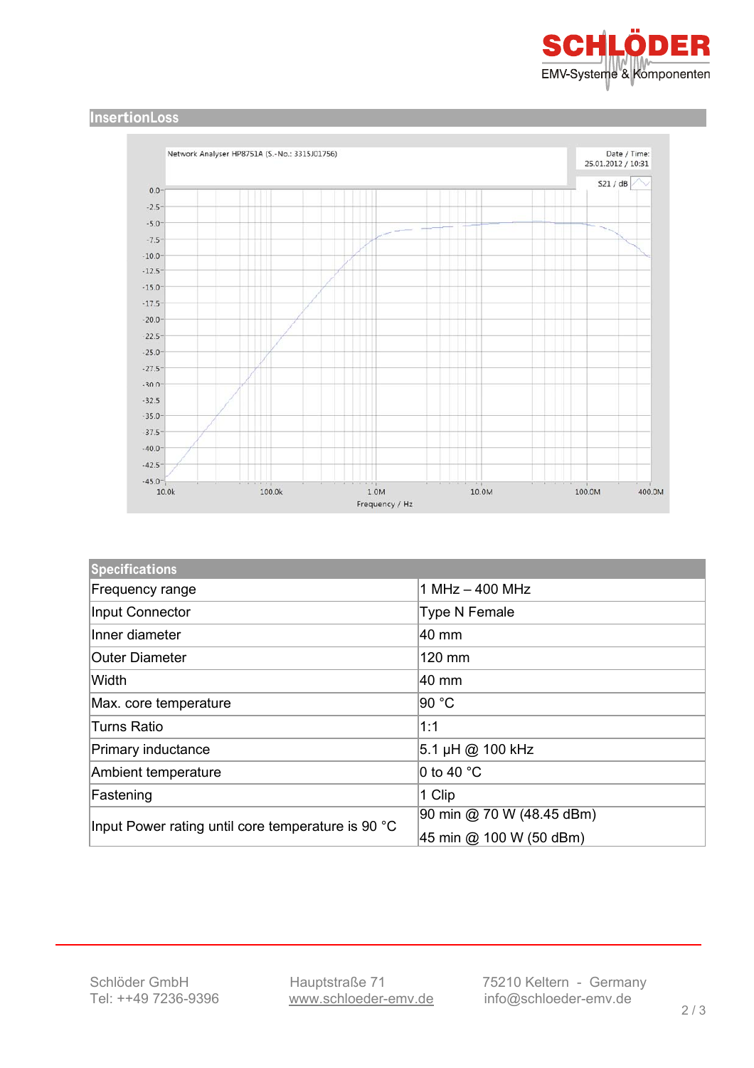## InsertionLoss

Network Analyser HP8751A (S.-No.: 3315J01756)

Date / Time: 25.01.2012 / 10:31

S21 / dB

Frequency / Hz

| Specifications | |
|---|---|
| Frequency range | 1 MHz – 400 MHz |
| Input Connector | Type N Female |
| Inner diameter | 40 mm |
| Outer Diameter | 120 mm |
| Width | 40 mm |
| Max. core temperature | 90 °C |
| Turns Ratio | 1:1 |
| Primary inductance | 5.1 µH @ 100 kHz |
| Ambient temperature | 0 to 40 °C |
| Fastening | 1 Clip |
| Input Power rating until core temperature is 90 °C | 90 min @ 70 W (48.45 dBm)<br>45 min @ 100 W (50 dBm) |

Schlöder GmbH
Tel: ++49 7236-9396

Hauptstraße 71
www.schloeder-emv.de

75210 Keltern - Germany
info@schloeder-emv.de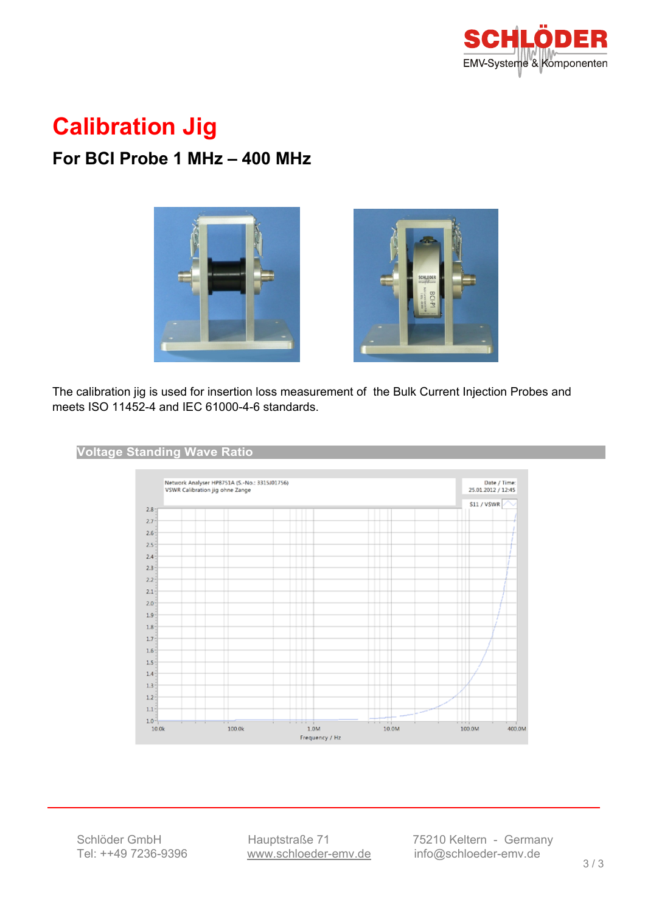SCHLÖDER
EMV-Systeme & Komponenten

# Calibration Jig

## For BCI Probe 1 MHz – 400 MHz

The calibration jig is used for insertion loss measurement of the Bulk Current Injection Probes and meets ISO 11452-4 and IEC 61000-4-6 standards.

### Voltage Standing Wave Ratio

Network Analyser HP8751A (S.-No.: 3315J01756)
VSWR Calibration jig ohne Zange

Date / Time:
25.01.2012 / 12:45

S11 / VSWR

2.8
2.7
2.6
2.5
2.4
2.3
2.2
2.1
2.0
1.9
1.8
1.7
1.6
1.5
1.4
1.3
1.2
1.1
1.0

10.0k
100.0k
1.0M
10.0M
100.0M
400.0M

Frequency / Hz

Schlöder GmbH
Tel: ++49 7236-9396

Hauptstraße 71
www.schloeder-emv.de

75210 Keltern - Germany
info@schloeder-emv.de